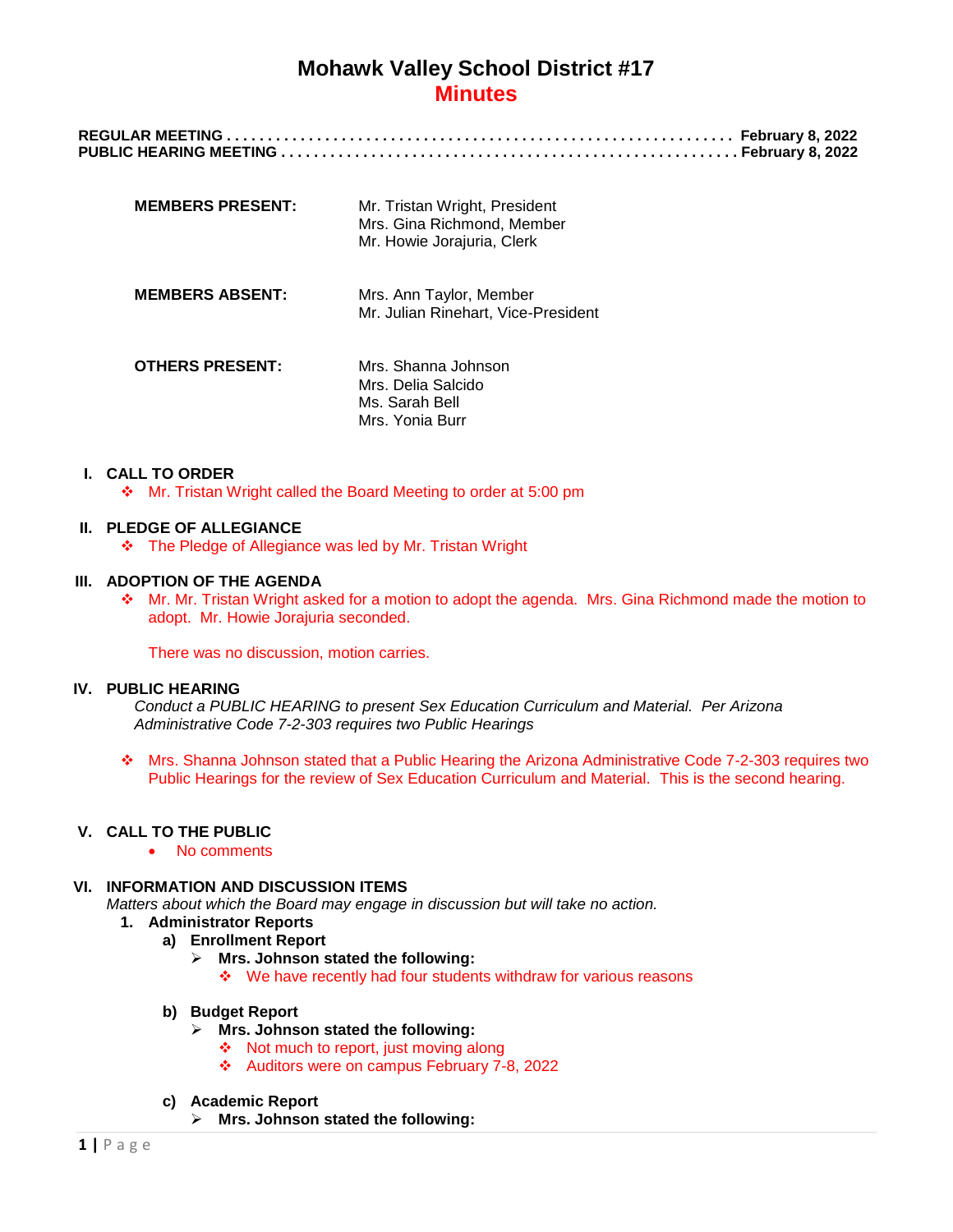# Mohawk Valley School District #17

## Minutes

**REGULAR MEETING . . . . . . . . . . . . . . . . . . . . . . . . . . . . . . . . . . . . . . . . . . . . . . . . . . . . . . . . . . . . February 8, 2022**
**PUBLIC HEARING MEETING . . . . . . . . . . . . . . . . . . . . . . . . . . . . . . . . . . . . . . . . . . . . . . . . . . . . . . February 8, 2022**

| | |
|---|---|
| **MEMBERS PRESENT:** | Mr. Tristan Wright, President<br>Mrs. Gina Richmond, Member<br>Mr. Howie Jorajuria, Clerk |
| **MEMBERS ABSENT:** | Mrs. Ann Taylor, Member<br>Mr. Julian Rinehart, Vice-President |
| **OTHERS PRESENT:** | Mrs. Shanna Johnson<br>Mrs. Delia Salcido<br>Ms. Sarah Bell<br>Mrs. Yonia Burr |

**I. CALL TO ORDER**

- ❖ Mr. Tristan Wright called the Board Meeting to order at 5:00 pm

**II. PLEDGE OF ALLEGIANCE**

- ❖ The Pledge of Allegiance was led by Mr. Tristan Wright

**III. ADOPTION OF THE AGENDA**

- ❖ Mr. Mr. Tristan Wright asked for a motion to adopt the agenda. Mrs. Gina Richmond made the motion to adopt. Mr. Howie Jorajuria seconded.

  There was no discussion, motion carries.

**IV. PUBLIC HEARING**

*Conduct a PUBLIC HEARING to present Sex Education Curriculum and Material. Per Arizona Administrative Code 7-2-303 requires two Public Hearings*

- ❖ Mrs. Shanna Johnson stated that a Public Hearing the Arizona Administrative Code 7-2-303 requires two Public Hearings for the review of Sex Education Curriculum and Material. This is the second hearing.

**V. CALL TO THE PUBLIC**

- No comments

**VI. INFORMATION AND DISCUSSION ITEMS**

*Matters about which the Board may engage in discussion but will take no action.*

1. **Administrator Reports**
   - **a) Enrollment Report**
     - ➢ **Mrs. Johnson stated the following:**
       - ❖ We have recently had four students withdraw for various reasons
   - **b) Budget Report**
     - ➢ **Mrs. Johnson stated the following:**
       - ❖ Not much to report, just moving along
       - ❖ Auditors were on campus February 7-8, 2022
   - **c) Academic Report**
     - ➢ **Mrs. Johnson stated the following:**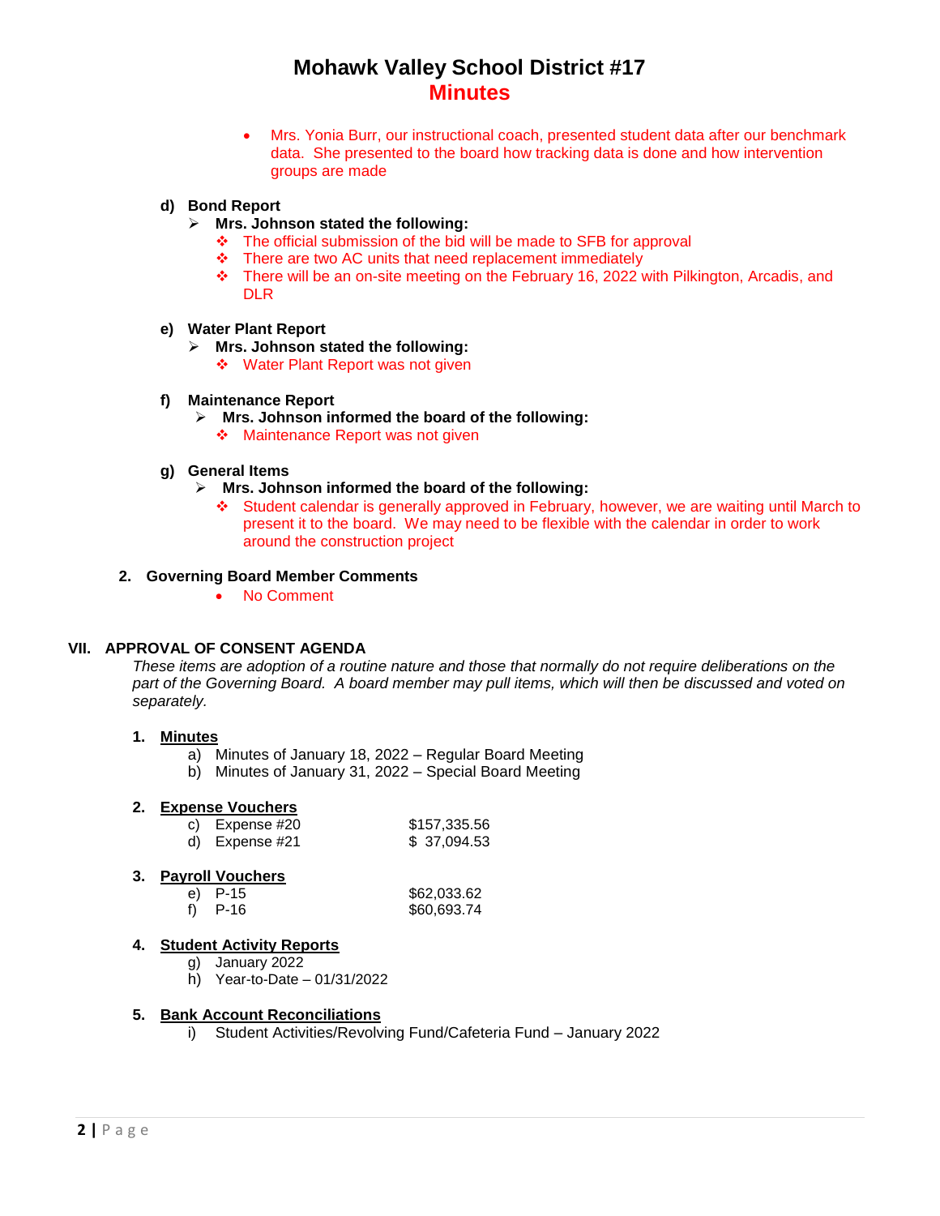# Mohawk Valley School District #17

## Minutes

- Mrs. Yonia Burr, our instructional coach, presented student data after our benchmark data. She presented to the board how tracking data is done and how intervention groups are made

**d) Bond Report**

- **Mrs. Johnson stated the following:**
  - The official submission of the bid will be made to SFB for approval
  - There are two AC units that need replacement immediately
  - There will be an on-site meeting on the February 16, 2022 with Pilkington, Arcadis, and DLR

**e) Water Plant Report**

- **Mrs. Johnson stated the following:**
  - Water Plant Report was not given

**f) Maintenance Report**

- **Mrs. Johnson informed the board of the following:**
  - Maintenance Report was not given

**g) General Items**

- **Mrs. Johnson informed the board of the following:**
  - Student calendar is generally approved in February, however, we are waiting until March to present it to the board. We may need to be flexible with the calendar in order to work around the construction project

**2. Governing Board Member Comments**

- No Comment

## VII. APPROVAL OF CONSENT AGENDA

*These items are adoption of a routine nature and those that normally do not require deliberations on the part of the Governing Board. A board member may pull items, which will then be discussed and voted on separately.*

**1. Minutes**

a) Minutes of January 18, 2022 – Regular Board Meeting
b) Minutes of January 31, 2022 – Special Board Meeting

**2. Expense Vouchers**

c) Expense #20 $157,335.56
d) Expense #21 $ 37,094.53

**3. Payroll Vouchers**

e) P-15 $62,033.62
f) P-16 $60,693.74

**4. Student Activity Reports**

g) January 2022
h) Year-to-Date – 01/31/2022

**5. Bank Account Reconciliations**

i) Student Activities/Revolving Fund/Cafeteria Fund – January 2022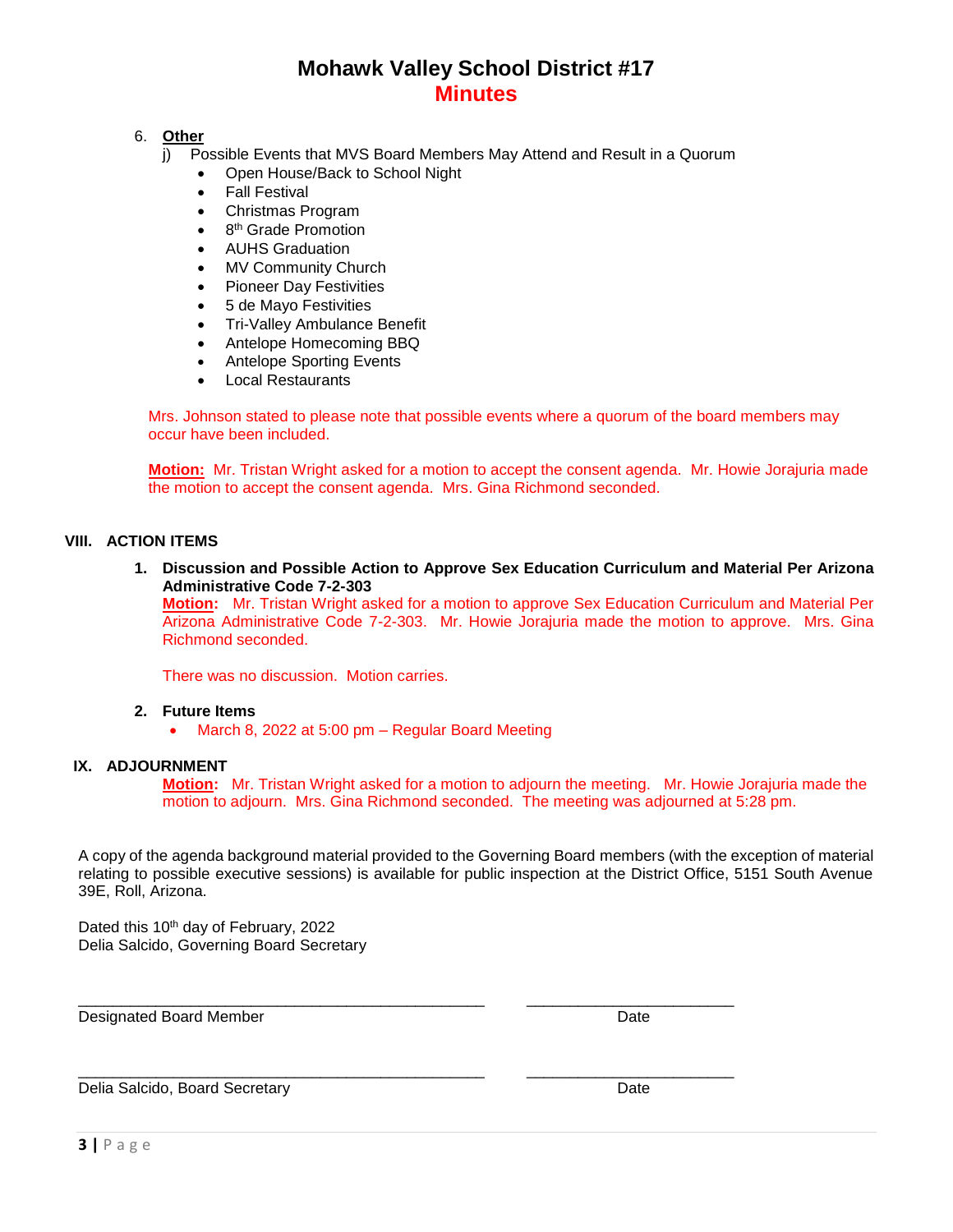# Mohawk Valley School District #17

## Minutes

6. **Other**
   j) Possible Events that MVS Board Members May Attend and Result in a Quorum
   - Open House/Back to School Night
   - Fall Festival
   - Christmas Program
   - 8th Grade Promotion
   - AUHS Graduation
   - MV Community Church
   - Pioneer Day Festivities
   - 5 de Mayo Festivities
   - Tri-Valley Ambulance Benefit
   - Antelope Homecoming BBQ
   - Antelope Sporting Events
   - Local Restaurants

Mrs. Johnson stated to please note that possible events where a quorum of the board members may occur have been included.

**Motion:** Mr. Tristan Wright asked for a motion to accept the consent agenda. Mr. Howie Jorajuria made the motion to accept the consent agenda. Mrs. Gina Richmond seconded.

**VIII. ACTION ITEMS**

1. **Discussion and Possible Action to Approve Sex Education Curriculum and Material Per Arizona Administrative Code 7-2-303**
   **Motion:** Mr. Tristan Wright asked for a motion to approve Sex Education Curriculum and Material Per Arizona Administrative Code 7-2-303. Mr. Howie Jorajuria made the motion to approve. Mrs. Gina Richmond seconded.

   There was no discussion. Motion carries.

2. **Future Items**
   - March 8, 2022 at 5:00 pm – Regular Board Meeting

**IX. ADJOURNMENT**

**Motion:** Mr. Tristan Wright asked for a motion to adjourn the meeting. Mr. Howie Jorajuria made the motion to adjourn. Mrs. Gina Richmond seconded. The meeting was adjourned at 5:28 pm.

A copy of the agenda background material provided to the Governing Board members (with the exception of material relating to possible executive sessions) is available for public inspection at the District Office, 5151 South Avenue 39E, Roll, Arizona.

Dated this 10th day of February, 2022
Delia Salcido, Governing Board Secretary

_______________________________________ _______________________
Designated Board Member Date

_______________________________________ _______________________
Delia Salcido, Board Secretary Date